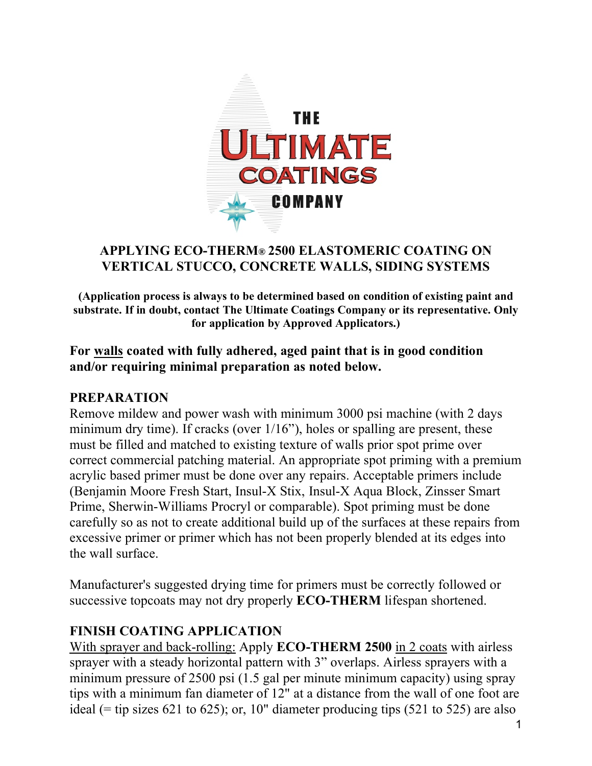THE ULTIMATE COATINGS COMPANY

# APPLYING ECO-THERM® 2500 ELASTOMERIC COATING ON VERTICAL STUCCO, CONCRETE WALLS, SIDING SYSTEMS

**(Application process is always to be determined based on condition of existing paint and substrate. If in doubt, contact The Ultimate Coatings Company or its representative. Only for application by Approved Applicators.)**

## For walls coated with fully adhered, aged paint that is in good condition and/or requiring minimal preparation as noted below.

### PREPARATION

Remove mildew and power wash with minimum 3000 psi machine (with 2 days minimum dry time). If cracks (over 1/16"), holes or spalling are present, these must be filled and matched to existing texture of walls prior spot prime over correct commercial patching material. An appropriate spot priming with a premium acrylic based primer must be done over any repairs. Acceptable primers include (Benjamin Moore Fresh Start, Insul-X Stix, Insul-X Aqua Block, Zinsser Smart Prime, Sherwin-Williams Procryl or comparable). Spot priming must be done carefully so as not to create additional build up of the surfaces at these repairs from excessive primer or primer which has not been properly blended at its edges into the wall surface.

Manufacturer's suggested drying time for primers must be correctly followed or successive topcoats may not dry properly **ECO-THERM** lifespan shortened.

### FINISH COATING APPLICATION

With sprayer and back-rolling: Apply **ECO-THERM 2500** in 2 coats with airless sprayer with a steady horizontal pattern with 3" overlaps. Airless sprayers with a minimum pressure of 2500 psi (1.5 gal per minute minimum capacity) using spray tips with a minimum fan diameter of 12" at a distance from the wall of one foot are ideal (= tip sizes 621 to 625); or, 10" diameter producing tips (521 to 525) are also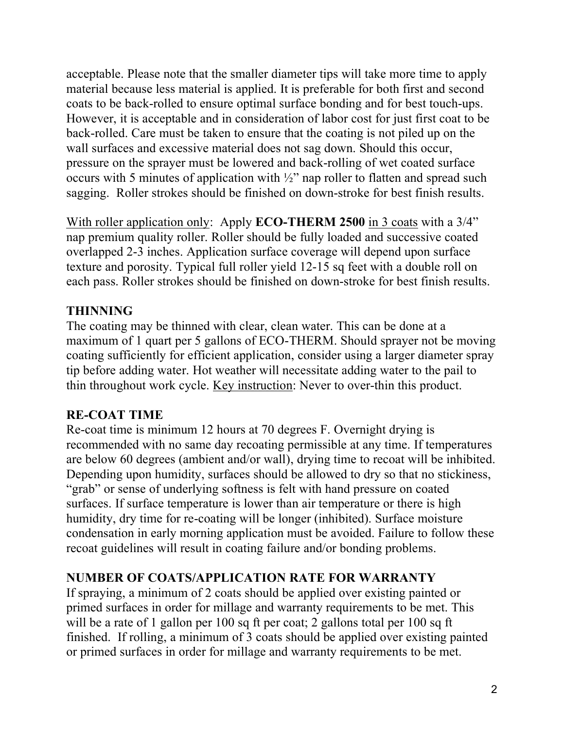acceptable. Please note that the smaller diameter tips will take more time to apply material because less material is applied. It is preferable for both first and second coats to be back-rolled to ensure optimal surface bonding and for best touch-ups. However, it is acceptable and in consideration of labor cost for just first coat to be back-rolled. Care must be taken to ensure that the coating is not piled up on the wall surfaces and excessive material does not sag down. Should this occur, pressure on the sprayer must be lowered and back-rolling of wet coated surface occurs with 5 minutes of application with ½" nap roller to flatten and spread such sagging. Roller strokes should be finished on down-stroke for best finish results.

With roller application only: Apply **ECO-THERM 2500** in 3 coats with a 3/4" nap premium quality roller. Roller should be fully loaded and successive coated overlapped 2-3 inches. Application surface coverage will depend upon surface texture and porosity. Typical full roller yield 12-15 sq feet with a double roll on each pass. Roller strokes should be finished on down-stroke for best finish results.

## THINNING

The coating may be thinned with clear, clean water. This can be done at a maximum of 1 quart per 5 gallons of ECO-THERM. Should sprayer not be moving coating sufficiently for efficient application, consider using a larger diameter spray tip before adding water. Hot weather will necessitate adding water to the pail to thin throughout work cycle. Key instruction: Never to over-thin this product.

## RE-COAT TIME

Re-coat time is minimum 12 hours at 70 degrees F. Overnight drying is recommended with no same day recoating permissible at any time. If temperatures are below 60 degrees (ambient and/or wall), drying time to recoat will be inhibited. Depending upon humidity, surfaces should be allowed to dry so that no stickiness, "grab" or sense of underlying softness is felt with hand pressure on coated surfaces. If surface temperature is lower than air temperature or there is high humidity, dry time for re-coating will be longer (inhibited). Surface moisture condensation in early morning application must be avoided. Failure to follow these recoat guidelines will result in coating failure and/or bonding problems.

## NUMBER OF COATS/APPLICATION RATE FOR WARRANTY

If spraying, a minimum of 2 coats should be applied over existing painted or primed surfaces in order for millage and warranty requirements to be met. This will be a rate of 1 gallon per 100 sq ft per coat; 2 gallons total per 100 sq ft finished. If rolling, a minimum of 3 coats should be applied over existing painted or primed surfaces in order for millage and warranty requirements to be met.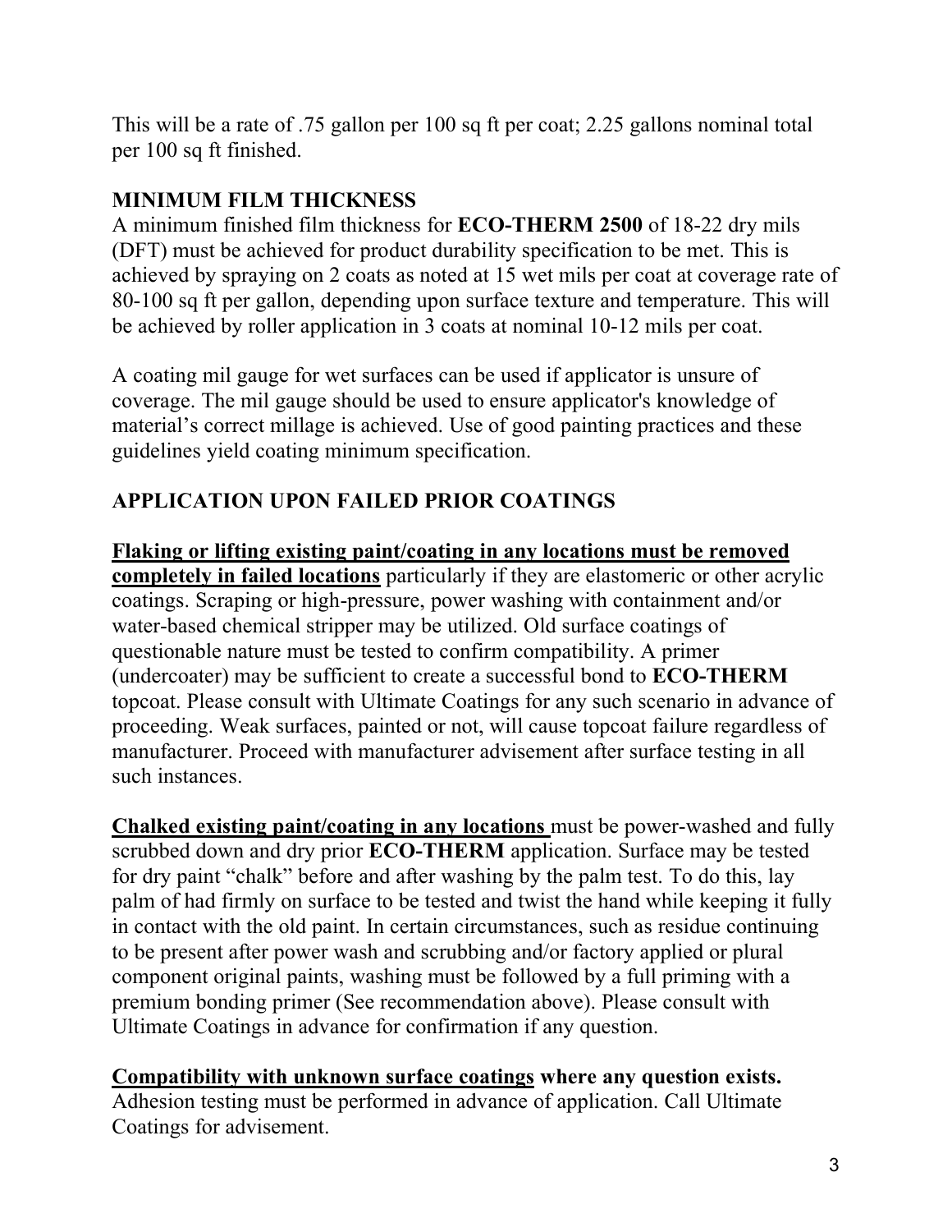This will be a rate of .75 gallon per 100 sq ft per coat; 2.25 gallons nominal total per 100 sq ft finished.

## MINIMUM FILM THICKNESS

A minimum finished film thickness for **ECO-THERM 2500** of 18-22 dry mils (DFT) must be achieved for product durability specification to be met. This is achieved by spraying on 2 coats as noted at 15 wet mils per coat at coverage rate of 80-100 sq ft per gallon, depending upon surface texture and temperature. This will be achieved by roller application in 3 coats at nominal 10-12 mils per coat.

A coating mil gauge for wet surfaces can be used if applicator is unsure of coverage. The mil gauge should be used to ensure applicator's knowledge of material's correct millage is achieved. Use of good painting practices and these guidelines yield coating minimum specification.

## APPLICATION UPON FAILED PRIOR COATINGS

**Flaking or lifting existing paint/coating in any locations must be removed completely in failed locations** particularly if they are elastomeric or other acrylic coatings. Scraping or high-pressure, power washing with containment and/or water-based chemical stripper may be utilized. Old surface coatings of questionable nature must be tested to confirm compatibility. A primer (undercoater) may be sufficient to create a successful bond to **ECO-THERM** topcoat. Please consult with Ultimate Coatings for any such scenario in advance of proceeding. Weak surfaces, painted or not, will cause topcoat failure regardless of manufacturer. Proceed with manufacturer advisement after surface testing in all such instances.

**Chalked existing paint/coating in any locations** must be power-washed and fully scrubbed down and dry prior **ECO-THERM** application. Surface may be tested for dry paint "chalk" before and after washing by the palm test. To do this, lay palm of had firmly on surface to be tested and twist the hand while keeping it fully in contact with the old paint. In certain circumstances, such as residue continuing to be present after power wash and scrubbing and/or factory applied or plural component original paints, washing must be followed by a full priming with a premium bonding primer (See recommendation above). Please consult with Ultimate Coatings in advance for confirmation if any question.

**Compatibility with unknown surface coatings where any question exists.** Adhesion testing must be performed in advance of application. Call Ultimate Coatings for advisement.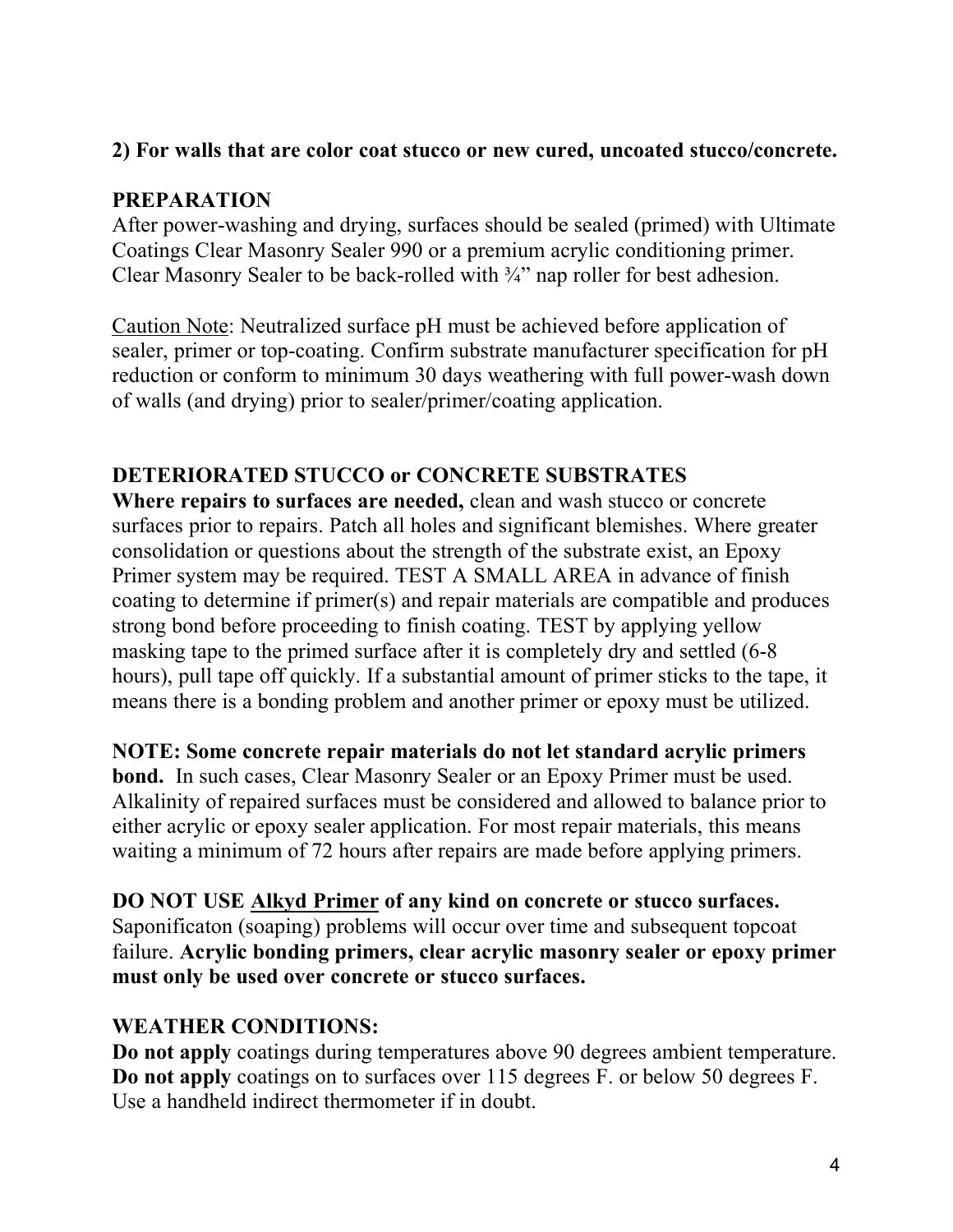**2) For walls that are color coat stucco or new cured, uncoated stucco/concrete.**

**PREPARATION**

After power-washing and drying, surfaces should be sealed (primed) with Ultimate Coatings Clear Masonry Sealer 990 or a premium acrylic conditioning primer. Clear Masonry Sealer to be back-rolled with ¾" nap roller for best adhesion.

<u>Caution Note</u>: Neutralized surface pH must be achieved before application of sealer, primer or top-coating. Confirm substrate manufacturer specification for pH reduction or conform to minimum 30 days weathering with full power-wash down of walls (and drying) prior to sealer/primer/coating application.

**DETERIORATED STUCCO or CONCRETE SUBSTRATES**

**Where repairs to surfaces are needed,** clean and wash stucco or concrete surfaces prior to repairs. Patch all holes and significant blemishes. Where greater consolidation or questions about the strength of the substrate exist, an Epoxy Primer system may be required. TEST A SMALL AREA in advance of finish coating to determine if primer(s) and repair materials are compatible and produces strong bond before proceeding to finish coating. TEST by applying yellow masking tape to the primed surface after it is completely dry and settled (6-8 hours), pull tape off quickly. If a substantial amount of primer sticks to the tape, it means there is a bonding problem and another primer or epoxy must be utilized.

**NOTE: Some concrete repair materials do not let standard acrylic primers bond.** In such cases, Clear Masonry Sealer or an Epoxy Primer must be used. Alkalinity of repaired surfaces must be considered and allowed to balance prior to either acrylic or epoxy sealer application. For most repair materials, this means waiting a minimum of 72 hours after repairs are made before applying primers.

**DO NOT USE <u>Alkyd Primer</u> of any kind on concrete or stucco surfaces.** Saponificaton (soaping) problems will occur over time and subsequent topcoat failure. **Acrylic bonding primers, clear acrylic masonry sealer or epoxy primer must only be used over concrete or stucco surfaces.**

**WEATHER CONDITIONS:**

**Do not apply** coatings during temperatures above 90 degrees ambient temperature. **Do not apply** coatings on to surfaces over 115 degrees F. or below 50 degrees F. Use a handheld indirect thermometer if in doubt.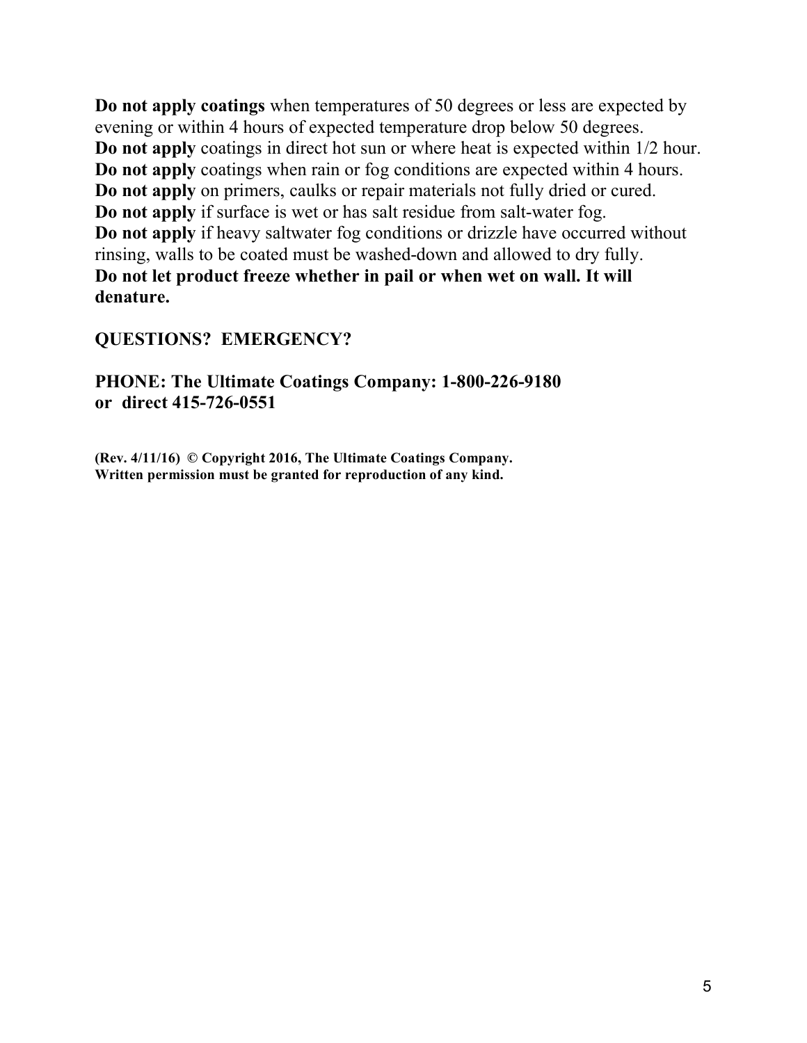**Do not apply coatings** when temperatures of 50 degrees or less are expected by evening or within 4 hours of expected temperature drop below 50 degrees.
**Do not apply** coatings in direct hot sun or where heat is expected within 1/2 hour.
**Do not apply** coatings when rain or fog conditions are expected within 4 hours.
**Do not apply** on primers, caulks or repair materials not fully dried or cured.
**Do not apply** if surface is wet or has salt residue from salt-water fog.
**Do not apply** if heavy saltwater fog conditions or drizzle have occurred without rinsing, walls to be coated must be washed-down and allowed to dry fully.
**Do not let product freeze whether in pail or when wet on wall. It will denature.**

**QUESTIONS? EMERGENCY?**

**PHONE: The Ultimate Coatings Company: 1-800-226-9180**
**or direct 415-726-0551**

**(Rev. 4/11/16) © Copyright 2016, The Ultimate Coatings Company.**
**Written permission must be granted for reproduction of any kind.**